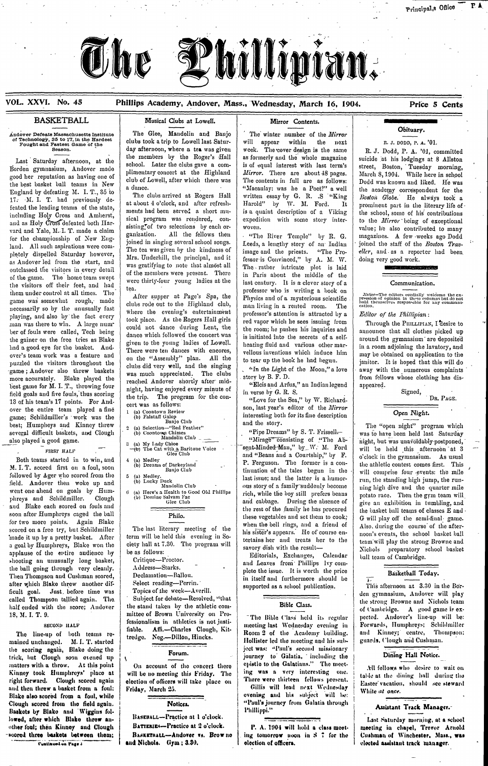Principal's Office P A

# The Phillipian.

**VOL. XXVI. No. 45** Phillips Academy, Andover, Mass., Wednesday, March 16, 1904. **Price 5 Cents**

## BASKETBALL

**Andover Defeats Massachusetts Institute of Technology, 35 to 17, in the Hardest Fought and Fastest Game of the Season.**

Last Saturday afternoon, at the Borden gymnasium, Andover made good her reputation as having one of the best basket ball teams in New England by defeating M. I. T., 35 to 17. M. I. T. had previously defeated the leading teams of the state, including Holy Cross and Amherst, and as Holy Cross defeated both Harvard and Yale, M. I. T. made a claim for the championship of New England. All such aspirations were completely dispelled Saturday however, as Andover led from the start, and outclassed the visitors in every detail of the game. The home team swept the visitors off their feet, and had them under control at all times. The game was somewhat rough, made necessarily so by the unusually fast playing, and also by the fact every man was there to win. A large number of fouls were called, Tech being the gainer on the free tries as Blake had a good eye for the basket. Andover's team work was a feature and puzzled the visitors throughout the game; Andover also threw baskets more accurately. Blake played the best game for M. I. T., throwing four field goals and five fouls, thus scoring 13 of his team's 17 points. For Andover the entire team played a fine game; Schildmiller's work was the best; Humpheys and Kinney threw several difficult baskets, and Clough also played a good game.

FIRST HALF

Both teams started in to win, and M. I. T. scored first on a foul, soon followed by Ager who scored from the field. Andover then woke up and went one ahead on goals by Humphreys and Schildmiller. Clough and Blake each scored on fouls and soon after Humphreys caged the ball for two more points. Again Blake scored on a free try, but Schildmiller made it up by a pretty basket. After a goal by Humphreys, Blake won the applause of the entire audience by shooting an unusually long basket, the ball going through very cleanly. Then Thompson and Cushman scored, after which Blake threw another difficult goal. Just before time was called Thompson tallied again. The half ended with the score; Andover 18, M. I. T. 9.

SECOND HALF

The line-up of both teams remained unchanged. M. I. T. started the scoring again, Blake doing the trick, but Clough soon evened up matters with a throw. At this point Kinney took Humphreys' place at right forward. Clough scored again and then threw a basket from a foul; Blake also scored from a foul, while Clough scored from the field again. Baskets by Blake and Wiggins followed, after which Blake threw another foul; then Kinney and Clough scored three baskets between them;

Continued on Page 3

## Musical Clubs at Lowell.

The Glee, Mandolin and Banjo clubs took a trip to Lowell last Saturday afternoon, where a tea was given the members by the Roger's Hall school. Later the clubs gave a complimentary concert at the Highland club of Lowell, after which there was a dance.

The clubs arrived at Rogers Hall at about 4 o'clock, and after refreshments had been served a short musical program was rendered, consisting of two selections by each organization. All the fellows then joined in singing several school songs. The tea was given by the kindness of Mrs. Underhill, the principal, and it was gratifying to note that almost all of the members were present. There were thirty-four young ladies at the tea.

After supper at Page's Spa, the clubs rode out to the Highland club, where the evening's entertainment took place. As the Rogers Hall girls could not dance during Lent, the dance which followed the concert was given to the young ladies of Lowell. There were ten dances with encores, on the "Assembly" plan. All the clubs did very well, and the singing was much appreciated. The clubs reached Andover shortly after midnight, having enjoyed every minute of the trip. The program for the concert was as follows:

1. (a) Coontown Review
   (b) Falstaff Galop
   Banjo Club
2. (a) Selection—"Red Feather"
   (b) Coontown Chimes
   Mandolin Club
3. (a) My Lady Chloe
   (b) The Cat with a Baritone Voice
   Glee Club
4. (a) Medley
   (b) Dreams of Darkeyland
   Banjo Club
5. (a) Medley
   (b) Lucky Duck
   Mandolin Club
6. (a) Here's a Health to Good Old Phillips
   (b) Domine Salvam Fac
   Glee Club

## Philo.

The last literary meeting of the term will be held this evening in Society hall at 7.30. The program will be as follows:

Critique—Proctor.
Address—Starks.
Declamation—Ballou.
Select reading—Perrin.
Topics of the week—Averill.
Subject for debate—Resolved, "that the stand taken by the athletic committee of Brown University on Professionalism in athletics is not justifiable. Affi.—Charles Clough, Kittredge. Neg.—Dillon, Hincks.

## Forum.

On account of the concert there will be no meeting this Friday. The election of officers will take place on Friday, March 25.

## Notices.

BASEBALL—Practice at 1 o'clock.
BATTERIES—Practice at 2 o'clock.
BASKETBALL—Andover vs. Browne and Nichols. Gym; 3.30.

## Mirror Contents.

The winter number of the *Mirror* will appear within the next week. The cover design is the same as formerly and the whole magazine is of equal interest with last term's *Mirror*. There are about 48 pages. The contents in full are as follows: "Macaulay: was he a Poet?" a well written essay by G. R. S. "King Harold" by W. M. Ford. It is a quaint description of a Viking expedition with some story interwoven.

"The River Temple" by R. G. Leeds, a lengthy story of an Indian image and the priests. "The Professor is Convinced," by A. M. W. The rather intricate plot is laid in Paris about the middle of the last century. It is a clever story of a professor who is writing a book on Physics and of a mysterious scientific man living in a rented room. The professor's attention is attracted by a red vapor which he sees issuing from the room; he pushes his inquiries and is initiated into the secrets of a self-heating fluid and various other marvellous inventions which induce him to tear up the book he had begun.

"In the Light of the Moon," a love story by B. F. D.

"Elcis and Arfus," an Indian legend in verse by G. R. S.

"Love for the Sea," by W. Richardson, last year's editor of the *Mirror* interesting both for its fine description and the story.

"Pipe Dreams" by S. T. Frissell—"Mirage" consisting of "The Absent-Minded Man," by W. M. Ford and "Beans and a Courtship," by F. P. Ferguson. The former is a continuation of the tales begun in the last issue; and the latter is a humorous story of a family suddenly become rich, while the boy still prefers beans and cabbage. During the absence of the rest of the family he has procured these vegetables and set them to cook; when the bell rings, and a friend of his sister's appears. He of course entertains her and treats her to the savory dish with the result—

Editorials, Exchanges, Calendar and Leaves from Phillips Ivy complete the issue. It is worth the price in itself and furthermore should be supported as a school publication.

## Bible Class.

The Bible Class held its regular meeting last Wednesday evening in Room 2 of the Academy building. Hollister led the meeting and his subject was: "Paul's second missionary journey to Galatia, including the epistle to the Galatians." The meeting was a very interesting one. There were thirteen fellows present. Gillis will lead next Wednesday evening and his subject will be: "Paul's journey from Galatia through Phillippi."

P. A. 1904 will hold a class meeting tomorrow noon in S 7 for the election of officers.

## Obituary.

R. J. DODD, P. A. '01.

R. J. Dodd, P. A. '01, committed suicide at his lodgings at 8 Allston street, Boston, Tuesday morning, March 8, 1904. While here in school Dodd was known and liked. He was the academy correspondent for the *Boston Globe*. He always took a prominent part in the literary life of the school, some of his contributions to the *Mirror* being of exceptional value; he also contributed to many magazines. A few weeks ago Dodd joined the staff of the *Boston Traveller*, and as a reporter had been doing very good work.

## Communication.

*Notice*—The editors cordially welcome the expression of opinion in these columns but do not hold themselves responsible for any communication.

*Editor of the Phillipian*:

Through the PHILLIPIAN, I desire to announce that all clothes picked up around the gymnasium are deposited in a room adjoining the lavatory, and may be obtained on application to the janitor. It is hoped that this will do away with the numerous complaints from fellows whose clothing has disappeared.

Signed,
DR. PAGE.

## Open Night.

The "open night" program which was to have been held last Saturday night, but was unavoidably postponed, will be held this afternoon at 3 o'clock in the gymnasium. As usual the athletic contest comes first. This will comprise four events: the mile run, the standing high jump, the running high dive and the quarter mile potato race. Then the gym team will give an exhibition in tumbling, and the basket ball teams of classes E and G will play off the semi-final game. Also, during the course of the afternoon's events, the school basket ball team will play the strong Browne and Nichols preparatory school basket ball team of Cambridge.

## Basketball Today.

This afternoon at 3.30 in the Borden gymnasium, Andover will play the strong Browne and Nichols team of Cambridge. A good game is expected. Andover's line-up will be: Forwards, Humphreys; Schildmiller and Kinney; centre, Thompson; guards, Clough and Cushman.

## Dining Hall Notice.

All fellows who desire to wait on table at the dining hall during the Easter vacation, should see steward White *at once*.

## Assistant Track Manager.

Last Saturday morning, at a school meeting in chapel, Trevor Arnold Cushman of Winchester, Mass., was elected assistant track manager.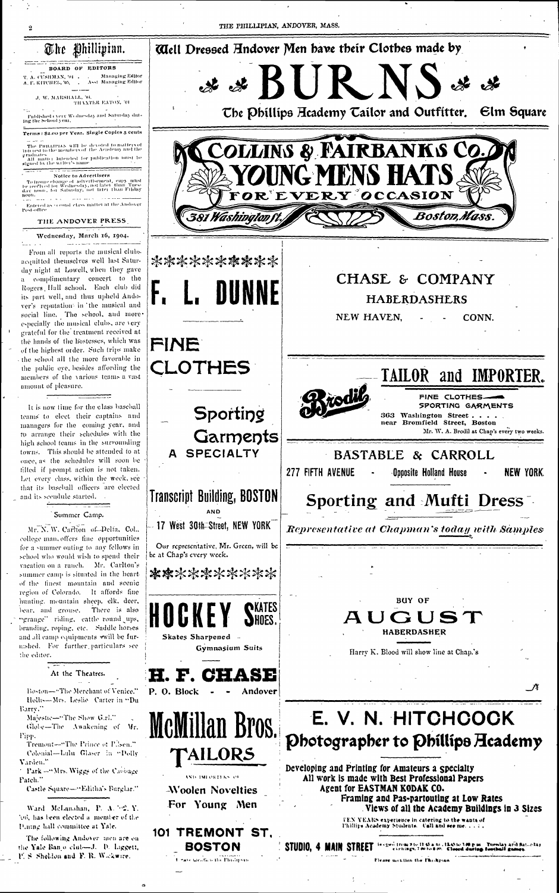# The Phillipian.

BOARD OF EDITORS

T. A. CUSHMAN, '04, . . . Managing Editor
A. F. KITCHEL, '05, . . . Asst. Managing Editor

J. W. MARSHALL, '05.
THAXTER EATON, '04

Published every Wednesday and Saturday during the School year.

Terms: $2.00 per Year. Single Copies 5 cents

The PHILLIPIAN will be devoted to matters of interest to the members of the Academy and the graduates.
All matter intended for publication must be signed by the writer's name.

**Notice to Advertisers**

To insure change of advertisement, copy must be received for Wednesday, not later than Tuesday noon; for Saturday, not later than Friday noon.

Entered as second class matter at the Andover Post-office

THE ANDOVER PRESS

Wednesday, March 16, 1904.

From all reports the musical clubs acquitted themselves well last Saturday night at Lowell, when they gave a complimentary concert to the Rogers Hall school. Each club did its part well, and thus upheld Andover's reputation in the musical and social line. The school, and more especially the musical clubs, are very grateful for the treatment received at the hands of the hostesses, which was of the highest order. Such trips make the school all the more favorable in the public eye, besides affording the members of the various teams a vast amount of pleasure.

It is now time for the class baseball teams to elect their captains and managers for the coming year, and to arrange their schedules with the high school teams in the surrounding towns. This should be attended to at once, as the schedules will soon be filled if prompt action is not taken. Let every class, within the week, see that its baseball officers are elected and its schedule started.

### Summer Camp.

Mr. N. W. Carlton of Delta, Col., college man, offers fine opportunities for a summer outing to any fellows in school who would wish to spend their vacation on a ranch. Mr. Carlton's summer camp is situated in the heart of the finest mountain and scenic region of Colorado. It affords fine hunting, mountain sheep, elk, deer, bear, and grouse. There is also "grange" riding, cattle round ups, branding, roping, etc. Saddle horses and all camp equipments will be furnished. For further particulars see the editor.

### At the Theatres.

Boston—"The Merchant of Venice."
Hollis—Mrs. Leslie Carter in "Du Barry."
Majestic—"The Show Girl."
Globe—The Awakening of Mr. Pipp.
Tremont—"The Prince of Pilsen."
Colonial—Lulu Glaser in "Dolly Varden."
Park—"Mrs. Wiggs of the Cabbage Patch."
Castle Square—"Editha's Burglar."

Ward McLanahan, P. A. '02, Y. '06, has been elected a member of the Dining hall committee at Yale.

The following Andover men are on the Yale Banjo club—J. D. Laggett, F. S. Sheldon and F. R. Walkwire.

---

**Well Dressed Andover Men have their Clothes made by**

# BURNS

The Phillips Academy Tailor and Outfitter. Elm Square

---

**COLLINS & FAIRBANKS CO.**
**YOUNG MENS HATS**
FOR EVERY OCCASION
381 Washington St. Boston, Mass.

---

**F. L. DUNNE**

FINE CLOTHES

Sporting Garments
A SPECIALTY

Transcript Building, BOSTON
AND
17 West 30th Street, NEW YORK

Our representative, Mr. Green, will be at Chap's every week.

---

**CHASE & COMPANY**
HABERDASHERS
NEW HAVEN, - - CONN.

---

**Brodil**
TAILOR and IMPORTER.
FINE CLOTHES
SPORTING GARMENTS
363 Washington Street . . . .
near Bromfield Street, Boston
Mr. W. A. Brodil at Chap's every two weeks.

---

**BASTABLE & CARROLL**
277 FIFTH AVENUE - Opposite Holland House - NEW YORK
Sporting and Mufti Dress
*Representative at Chapman's today with Samples*

---

**HOCKEY SKATES SHOES.**
Skates Sharpened
Gymnasium Suits
**H. F. CHASE**
P. O. Block - - Andover

---

BUY OF
**AUGUST**
HABERDASHER
Harry K. Blood will show line at Chap.'s

---

**McMillan Bros.**
TAILORS
AND IMPORTERS OF
Woolen Novelties
For Young Men
101 TREMONT ST.
BOSTON
Please mention the Phillipian

---

**E. V. N. HITCHCOCK**
Photographer to Phillips Academy

Developing and Printing for Amateurs a Specialty
All work is made with Best Professional Papers
Agent for EASTMAN KODAK CO.
Framing and Pas-partouting at Low Rates
Views of all the Academy Buildings in 3 Sizes

TEN YEARS experience in catering to the wants of Phillips Academy Students. Call and see me. . . .

STUDIO, 4 MAIN STREET Open from 9 to 11.45 a.m., 12.45 to 1.00 p.m. Tuesday and Saturday evenings, 7 to 8 p.m. Closed during football games.

Please mention the Phillipian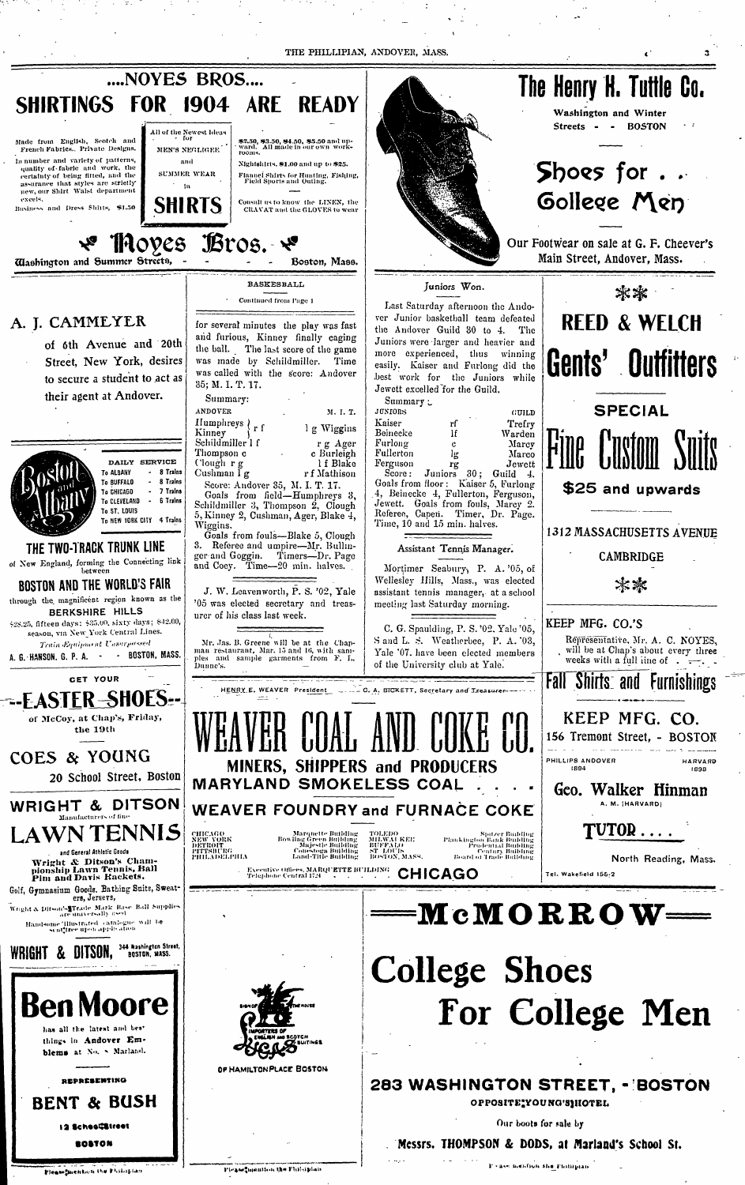# ....NOYES BROS....

## SHIRTINGS FOR 1904 ARE READY

Made from English, Scotch and French Fabrics. Private Designs.

In number and variety of patterns, quality of fabric and work, the certainty of being fitted, and the assurance that styles are strictly new, our Shirt Waist department excels.

Business and Dress Shirts, $1.50

All of the Newest Ideas for MEN'S NEGLIGEE and SUMMER WEAR in **SHIRTS**

$2.50, $3.50, $4.50, $5.50 and upward. All made in our own workrooms.

Nightshirts, $1.00 and up to $25.

Flannel Shirts for Hunting, Fishing, Field Sports and Outing.

Consult us to know the LINEN, the CRAVAT and the GLOVES to wear

**Noyes Bros.**

Washington and Summer Streets, Boston, Mass.

# The Henry H. Tuttle Co.

Washington and Winter Streets - - BOSTON

## Shoes for . . College Men

Our Footwear on sale at G. F. Cheever's Main Street, Andover, Mass.

## A. J. CAMMEYER

of 6th Avenue and 20th Street, New York, desires to secure a student to act as their agent at Andover.

**Boston and Albany**

DAILY SERVICE
- To ALBANY - 8 Trains
- To BUFFALO - 8 Trains
- To CHICAGO - 7 Trains
- To CLEVELAND - 6 Trains
- To ST. LOUIS
- To NEW YORK CITY 4 Trains

## THE TWO-TRACK TRUNK LINE

of New England, forming the Connecting link between

**BOSTON AND THE WORLD'S FAIR**

through the magnificent region known as the

**BERKSHIRE HILLS**

$28.25, fifteen days; $35.00, sixty days; $42.00, season, via New York Central Lines.

*Train Equipment Unsurpassed*

A. G. HANSON, G. P. A. - - BOSTON, MASS.

GET YOUR

## EASTER SHOES

of McCoy, at Chap's, Friday, the 19th

## COES & YOUNG

20 School Street, Boston

## WRIGHT & DITSON

Manufacturers of fine

## LAWN TENNIS

and General Athletic Goods

**Wright & Ditson's Championship Lawn Tennis, Ball Pim and Davis Rackets.**

Golf, Gymnasium Goods, Bathing Suits, Sweaters, Jerseys,

Wright & Ditson's Trade Mark Base Ball Supplies are universally used

Handsome illustrated catalogue will be sent free upon application

**WRIGHT & DITSON,** 344 Washington Street, BOSTON, MASS.

## Ben Moore

has all the latest and best things in Andover Emblems at No. 8 Marland.

REPRESENTING

## BENT & BUSH

12 School Street

BOSTON

Please mention the Phillipian

### BASKETBALL

Continued from Page 1

for several minutes the play was fast and furious, Kinney finally caging the ball. The last score of the game was made by Schildmiller. Time was called with the score: Andover 35; M. I. T. 17.

Summary:

| ANDOVER | | M. I. T. |
|---|---|---|
| Humphreys / Kinney | r f | l g Wiggins |
| Schildmiller l f | | r g Ager |
| Thompson c | | c Burleigh |
| Clough r g | | l f Blake |
| Cushman l g | | r f Mathison |

Score: Andover 35, M. I. T. 17. Goals from field—Humphreys 3, Schildmiller 3, Thompson 2, Clough 5, Kinney 2, Cushman, Ager, Blake 4, Wiggins. Goals from fouls—Blake 5, Clough 3. Referee and umpire—Mr. Bullinger and Goggin. Timers—Dr. Page and Coey. Time—20 min. halves.

J. W. Leavenworth, P. S. '02, Yale '05 was elected secretary and treasurer of his class last week.

Mr. Jas. B. Greene will be at the Chapman restaurant, Mar. 15 and 16, with samples and sample garments from F. L. Dunne's.

### Juniors Won.

Last Saturday afternoon the Andover Junior basketball team defeated the Andover Guild 30 to 4. The Juniors were larger and heavier and more experienced, thus winning easily. Kaiser and Furlong did the best work for the Juniors while Jewett excelled for the Guild.

Summary:

| JUNIORS | | GUILD |
|---|---|---|
| Kaiser | rf | Trefry |
| Beinecke | lf | Warden |
| Furlong | c | Marcy |
| Fullerton | lg | Marco |
| Ferguson | rg | Jewett |

Score: Juniors 30; Guild 4. Goals from floor: Kaiser 5, Furlong 4, Beinecke 4, Fullerton, Ferguson, Jewett. Goals from fouls, Marcy 2. Referee, Capen. Timer, Dr. Page. Time, 10 and 15 min. halves.

### Assistant Tennis Manager.

Mortimer Seabury, P. A. '05, of Wellesley Hills, Mass., was elected assistant tennis manager, at a school meeting last Saturday morning.

C. G. Spaulding, P. S. '02, Yale '05, S and L. S. Weatherbee, P. A. '03, Yale '07. have been elected members of the University club at Yale.

## REED & WELCH

## Gents' Outfitters

SPECIAL

## Fine Custom Suits

**$25 and upwards**

1312 MASSACHUSETTS AVENUE

CAMBRIDGE

KEEP MFG. CO.'S

Representative, Mr. A. C. NOYES, will be at Chap's about every three weeks with a full line of

## Fall Shirts and Furnishings

## KEEP MFG. CO.

156 Tremont Street, - BOSTON

HENRY E. WEAVER President — C. A. BICKETT, Secretary and Treasurer

# WEAVER COAL AND COKE CO.

## MINERS, SHIPPERS and PRODUCERS

## MARYLAND SMOKELESS COAL

## WEAVER FOUNDRY and FURNACE COKE

| | | | |
|---|---|---|---|
| CHICAGO | Marquette Building | TOLEDO | Spitzer Building |
| NEW YORK | Bowling Green Building | MILWAUKEE | Plankington Bank Building |
| DETROIT | Majestic Building | BUFFALO | Prudential Building |
| PITTSBURG | Conestoga Building | ST. LOUIS | Century Building |
| PHILADELPHIA | Land-Title Building | BOSTON, MASS. | Board of Trade Building |

Executive Offices, MARQUETTE BUILDING, Telephone Central 1724 — **CHICAGO**

PHILLIPS ANDOVER 1894 — HARVARD 1898

## Geo. Walker Hinman

A. M. (HARVARD)

## TUTOR....

North Reading, Mass.

Tel. Wakefield 156-2

BISHOP — THE HOUSE — IMPORTERS OF ENGLISH AND SCOTCH SUITINGS

OF HAMILTON PLACE BOSTON

Please mention the Phillipian

# McMORROW

# College Shoes For College Men

## 283 WASHINGTON STREET, - BOSTON

OPPOSITE YOUNG'S HOTEL

Our boots for sale by

**Messrs. THOMPSON & DODS, at Marland's School St.**

Please mention the Phillipian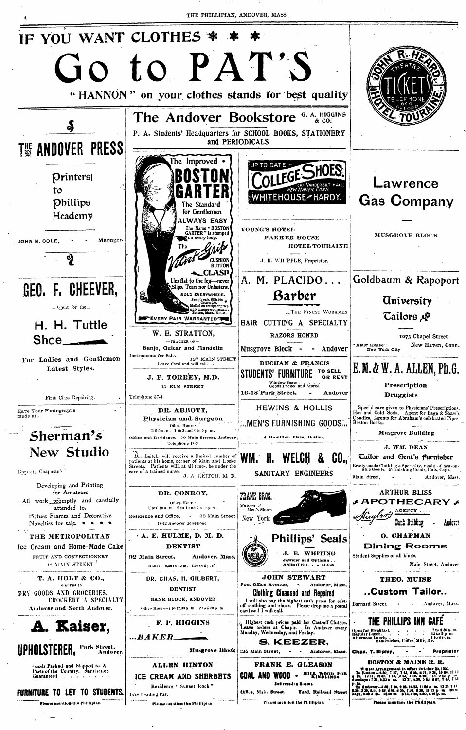# IF YOU WANT CLOTHES * * *

# Go to PAT'S

"HANNON" on your clothes stands for best quality

JOHN R. HEARD THEATRE TICKETS TELEPHONE 644 OXFORD HOTEL TOURAINE

## THE ANDOVER PRESS

Printers to Phillips Academy

JOHN N. COLE, Manager.

## The Andover Bookstore G. A. HIGGINS & CO.

P. A. Students' Headquarters for SCHOOL BOOKS, STATIONERY and PERIODICALS

The Improved • BOSTON GARTER

The Standard for Gentlemen

ALWAYS EASY

The Name "BOSTON GARTER" is stamped on every loop.

The Velvet Grip CUSHION BUTTON CLASP

Lies flat to the leg—never Slips, Tears nor Unfastens.

SOLD EVERYWHERE.

Sample pair, Silk 50c., Cotton 25c. Mailed on receipt of price.

GEO. FROST CO., Makers Boston, Mass., U.S.A.

EVERY PAIR WARRANTED

UP TO DATE COLLEGE SHOES. OPP. VANDERBILT HALL NEW HAVEN CONN. WHITEHOUSE & HARDY.

YOUNG'S HOTEL
PARKER HOUSE
HOTEL TOURAINE

J. R. WHIPPLE, Proprietor.

## Lawrence Gas Company

MUSGROVE BLOCK

## GEO. F. CHEEVER,

...Agent for the...

## H. H. Tuttle Shoe

For Ladies and Gentlemen
Latest Styles.

First Class Repairing.

## W. E. STRATTON,

—TEACHER OF—

Banjo, Guitar and Mandolin

Instruments for Sale. 137 MAIN STREET

Leave Card and will call.

## A. M. PLACIDO...

## Barber

....THE FINEST WORKMEN

HAIR CUTTING A SPECIALTY

RAZORS HONED

Musgrove Block - - Andover

## Goldbaum & Rapoport

## University Tailors

1073 Chapel Street

"Astor House" New York City — New Haven, Conn.

## J. P. TORREY, M.D.

13 ELM STREET

Telephone 37-4.

## BUCHAN & FRANCIS

## STUDENTS' FURNITURE TO SELL OR RENT

Window Seats . . . Goods Packed and Stored

16-18 Park Street, - Andover

## E. M. & W. A. ALLEN, Ph.G.

Prescription Druggists

Special care given to Physicians' Prescriptions. Hot and Cold Soda. Agent for Page & Shaw's Candies. Agents for Abraham's celebrated Pipes Boston Books.

Musgrove Building

Have Your Photographs made at...

## Sherman's New Studio

Opposite Chapman's

Developing and Printing for Amateurs

All work promptly and carefully attended to.

Picture Frames and Decorative Novelties for sale. * * * *

## DR. ABBOTT,

Physician and Surgeon

Office Hours:
Till 9 a. m. 1 to 3 and 7 to 9 p. m.

Office and Residence, 70 Main Street, Andover

Telephone 18-3

## HEWINS & HOLLIS

## ...MEN'S FURNISHING GOODS...

4 Hamilton Place, Boston.

## J. WM. DEAN

Tailor and Gent's Furnisher

Ready-made Clothing a Specialty, made of Seasonable Goods. Furnishing Goods, Hats, Caps.

Main Street, - - Andover, Mass.

Dr. Leitch will receive a limited number of patients at his home, corner of Main and Locke Streets. Patients will, at all times, be under the care of a trained nurse.

J. A. LEITCH, M. D.

## WM. H. WELCH & CO.,

SANITARY ENGINEERS

## ARTHUR BLISS

## APOTHECARY

Huyler's AGENCY ....

Bank Building - Andover

## THE METROPOLITAN

Ice Cream and Home-Made Cake

FRUIT AND CONFECTIONERY

12 MAIN STREET

## DR. CONROY,

Office Hours:
Until 10 a. m. 2 to 4 and 7 to 9 p. m.

Residence and Office, - 38 Main Street

18-12 Andover Telephone.

FRANK BROS.

Makers of Men's Shoes

New York

## O. CHAPMAN

Dining Rooms

Student Supplies of all kinds.

Main Street, Andover

## T. A. HOLT & CO.,

DEALERS IN

DRY GOODS AND GROCERIES.
CROCKERY A SPECIALTY

Andover and North Andover.

## A. E. HULME, D. M. D.

DENTIST

92 Main Street, Andover, Mass.

Hours—8.30 to 12 m. 1.30 to 5 p. m.

## Phillips' Seals

J. E. WHITING

Jeweler and Optician . .

ANDOVER, - - MASS.

## THEO. MUISE

..Custom Tailor..

Barnard Street, - - Andover, Mass.

## A. Kaiser,

## UPHOLSTERER, Park Street, Andover.

Goods Packed and Shipped to All Parts of the Country. Satisfaction Guaranteed . . . . . .

## FURNITURE TO LET TO STUDENTS.

Please mention the Phillipian

## DR. CHAS. H. GILBERT,

DENTIST

BANK BLOCK, ANDOVER

Office Hours—8 to 12.30 a. m. 2 to 5.30 p. m.

## JOHN STEWART

Post Office Avenue, - Andover, Mass.

Clothing Cleansed and Repaired

I will also pay the highest cash price for cast-off clothing and shoes. Please drop me a postal card and I will call.

## THE PHILLIPS INN CAFE

Open for Breakfast, . . . . . 7 to 9.30 a. m.
Regular Lunch, . . . . . 12 to 2 p. m.
Afternoon Lunch, . . . . . 4 to 6 p. m.
Sandwiches, Coffee, Milk, &c.

Chas. T. Ripley, - - Proprietor

## F. P. HIGGINS

...BAKER...

Musgrove Block

Highest cash prices paid for Cast-off Clothes. Leave orders at Chap's. In Andover every Monday, Wednesday, and Friday.

## S. KEEZER,

135 Main Street, - - Andover, Mass.

## BOSTON & MAINE R. R.

Winter Arrangement in effect October 29, 1905.

To Boston—6.50, 7.27, 7.41, 8.05, 8.21, 9.24, 10.26, 11.19 a. m. 12.11, 12.57, 1.14, 3.05, 4.16, 4.46, 7.15, 9.42 p. m. Sundays: 7.39, 8.33 a. m. 12.21; 1.36, 3.45, 6.57, 7.43, 7.55 p. m.

To Andover—5.50, 7.30, 9.35, 10.35, 11.50 a. m. 12.25, 1.15 3.30, 3.30, 5.14, 5.32, 6.01, 6.35, 7.02, 9.30, 11.15 p. m. Sundays, 8.00 a. m. 12.00 m. 2.15, 5.00, 6.40, 6.50 p. m.

## ALLEN HINTON

## ICE CREAM AND SHERBETS

Residence "Sunset Rock"

Take Reading Car.

Please mention the Phillipian

## FRANK E. GLEASON

## COAL AND WOOD - MILL WOOD FOR KINDLINGS

Delivered in Rooms.

Office, Main Street. Yard, Railroad Street

Please mention the Phillipian

Please mention the Phillipian.